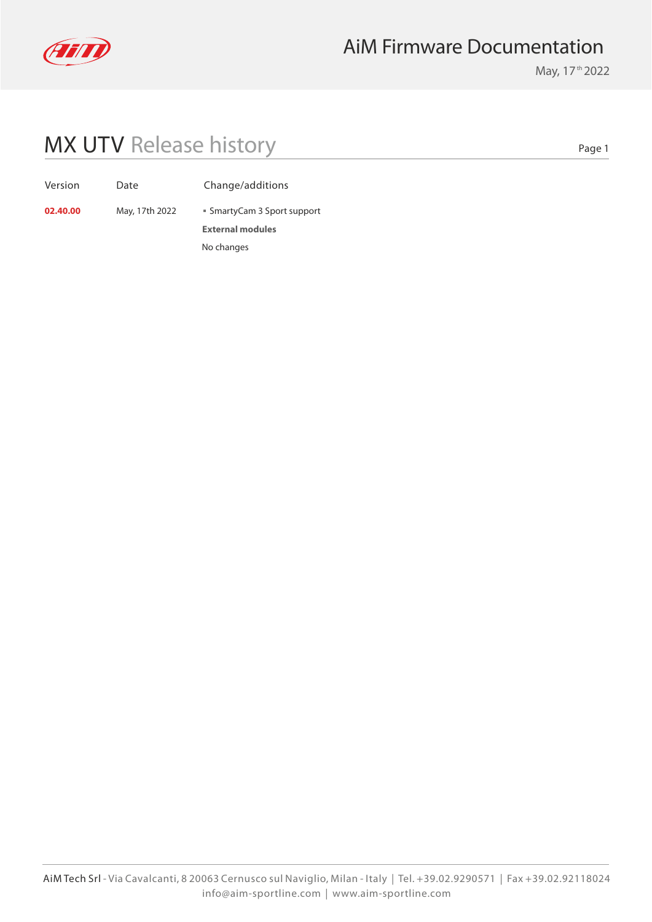# AiM Firmware Documentation

May, 17th 2022

## MX UTV Release history

| Version | Date | Change/additions |
| --- | --- | --- |
| **02.40.00** | May, 17th 2022 | ▪ SmartyCam 3 Sport support<br>**External modules**<br>No changes |

AiM Tech Srl - Via Cavalcanti, 8 20063 Cernusco sul Naviglio, Milan - Italy | Tel. +39.02.9290571 | Fax +39.02.92118024
info@aim-sportline.com | www.aim-sportline.com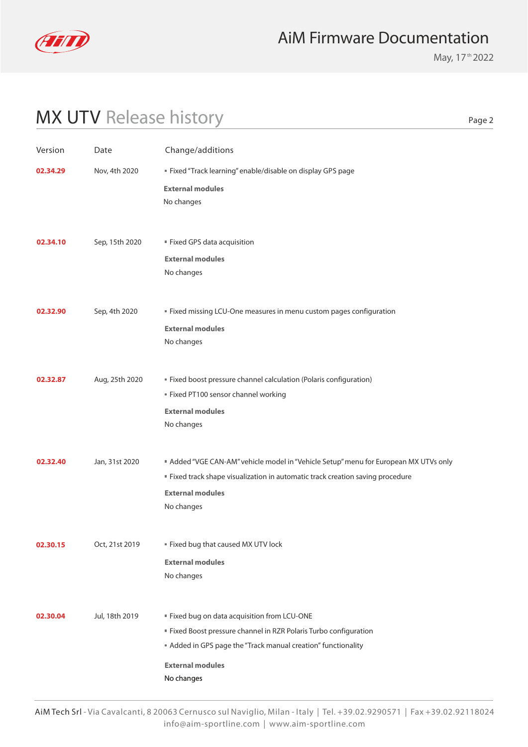# MX UTV Release history

| Version | Date | Change/additions |
|---|---|---|
| **02.34.29** | Nov, 4th 2020 | ▪ Fixed "Track learning" enable/disable on display GPS page<br>**External modules**<br>No changes |
| **02.34.10** | Sep, 15th 2020 | ▪ Fixed GPS data acquisition<br>**External modules**<br>No changes |
| **02.32.90** | Sep, 4th 2020 | ▪ Fixed missing LCU-One measures in menu custom pages configuration<br>**External modules**<br>No changes |
| **02.32.87** | Aug, 25th 2020 | ▪ Fixed boost pressure channel calculation (Polaris configuration)<br>▪ Fixed PT100 sensor channel working<br>**External modules**<br>No changes |
| **02.32.40** | Jan, 31st 2020 | ▪ Added "VGE CAN-AM" vehicle model in "Vehicle Setup" menu for European MX UTVs only<br>▪ Fixed track shape visualization in automatic track creation saving procedure<br>**External modules**<br>No changes |
| **02.30.15** | Oct, 21st 2019 | ▪ Fixed bug that caused MX UTV lock<br>**External modules**<br>No changes |
| **02.30.04** | Jul, 18th 2019 | ▪ Fixed bug on data acquisition from LCU-ONE<br>▪ Fixed Boost pressure channel in RZR Polaris Turbo configuration<br>▪ Added in GPS page the "Track manual creation" functionality<br>**External modules**<br>No changes |

AiM Tech Srl - Via Cavalcanti, 8 20063 Cernusco sul Naviglio, Milan - Italy | Tel. +39.02.9290571 | Fax +39.02.92118024
info@aim-sportline.com | www.aim-sportline.com